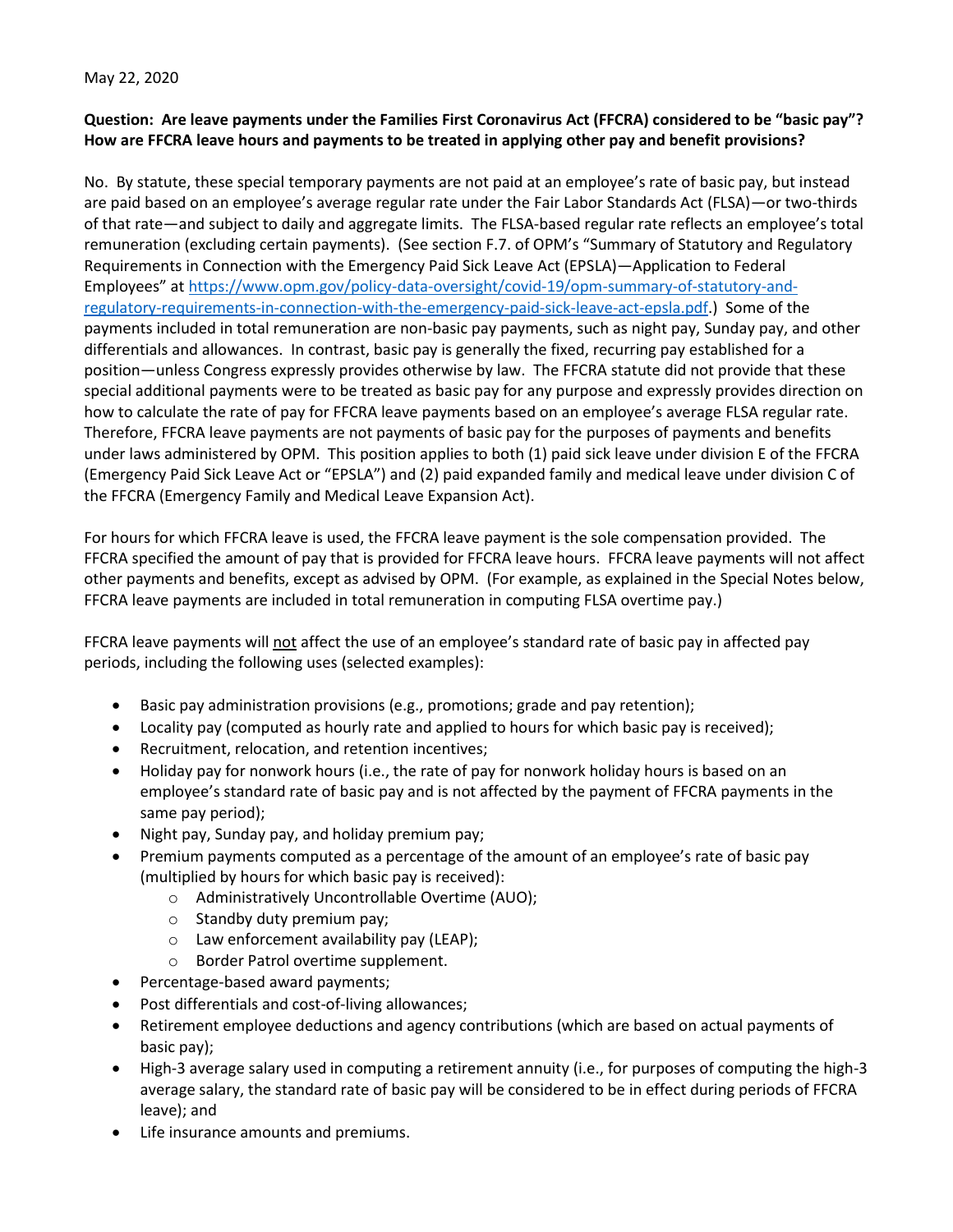May 22, 2020

**Question: Are leave payments under the Families First Coronavirus Act (FFCRA) considered to be "basic pay"? How are FFCRA leave hours and payments to be treated in applying other pay and benefit provisions?**

No. By statute, these special temporary payments are not paid at an employee's rate of basic pay, but instead are paid based on an employee's average regular rate under the Fair Labor Standards Act (FLSA)—or two-thirds of that rate—and subject to daily and aggregate limits. The FLSA-based regular rate reflects an employee's total remuneration (excluding certain payments). (See section F.7. of OPM's "Summary of Statutory and Regulatory Requirements in Connection with the Emergency Paid Sick Leave Act (EPSLA)—Application to Federal Employees" at [https://www.opm.gov/policy-data-oversight/covid-19/opm-summary-of-statutory-and-regulatory-requirements-in-connection-with-the-emergency-paid-sick-leave-act-epsla.pdf](https://www.opm.gov/policy-data-oversight/covid-19/opm-summary-of-statutory-and-regulatory-requirements-in-connection-with-the-emergency-paid-sick-leave-act-epsla.pdf).) Some of the payments included in total remuneration are non-basic pay payments, such as night pay, Sunday pay, and other differentials and allowances. In contrast, basic pay is generally the fixed, recurring pay established for a position—unless Congress expressly provides otherwise by law. The FFCRA statute did not provide that these special additional payments were to be treated as basic pay for any purpose and expressly provides direction on how to calculate the rate of pay for FFCRA leave payments based on an employee's average FLSA regular rate. Therefore, FFCRA leave payments are not payments of basic pay for the purposes of payments and benefits under laws administered by OPM. This position applies to both (1) paid sick leave under division E of the FFCRA (Emergency Paid Sick Leave Act or "EPSLA") and (2) paid expanded family and medical leave under division C of the FFCRA (Emergency Family and Medical Leave Expansion Act).

For hours for which FFCRA leave is used, the FFCRA leave payment is the sole compensation provided. The FFCRA specified the amount of pay that is provided for FFCRA leave hours. FFCRA leave payments will not affect other payments and benefits, except as advised by OPM. (For example, as explained in the Special Notes below, FFCRA leave payments are included in total remuneration in computing FLSA overtime pay.)

FFCRA leave payments will <u>not</u> affect the use of an employee's standard rate of basic pay in affected pay periods, including the following uses (selected examples):

- Basic pay administration provisions (e.g., promotions; grade and pay retention);
- Locality pay (computed as hourly rate and applied to hours for which basic pay is received);
- Recruitment, relocation, and retention incentives;
- Holiday pay for nonwork hours (i.e., the rate of pay for nonwork holiday hours is based on an employee's standard rate of basic pay and is not affected by the payment of FFCRA payments in the same pay period);
- Night pay, Sunday pay, and holiday premium pay;
- Premium payments computed as a percentage of the amount of an employee's rate of basic pay (multiplied by hours for which basic pay is received):
  - Administratively Uncontrollable Overtime (AUO);
  - Standby duty premium pay;
  - Law enforcement availability pay (LEAP);
  - Border Patrol overtime supplement.
- Percentage-based award payments;
- Post differentials and cost-of-living allowances;
- Retirement employee deductions and agency contributions (which are based on actual payments of basic pay);
- High-3 average salary used in computing a retirement annuity (i.e., for purposes of computing the high-3 average salary, the standard rate of basic pay will be considered to be in effect during periods of FFCRA leave); and
- Life insurance amounts and premiums.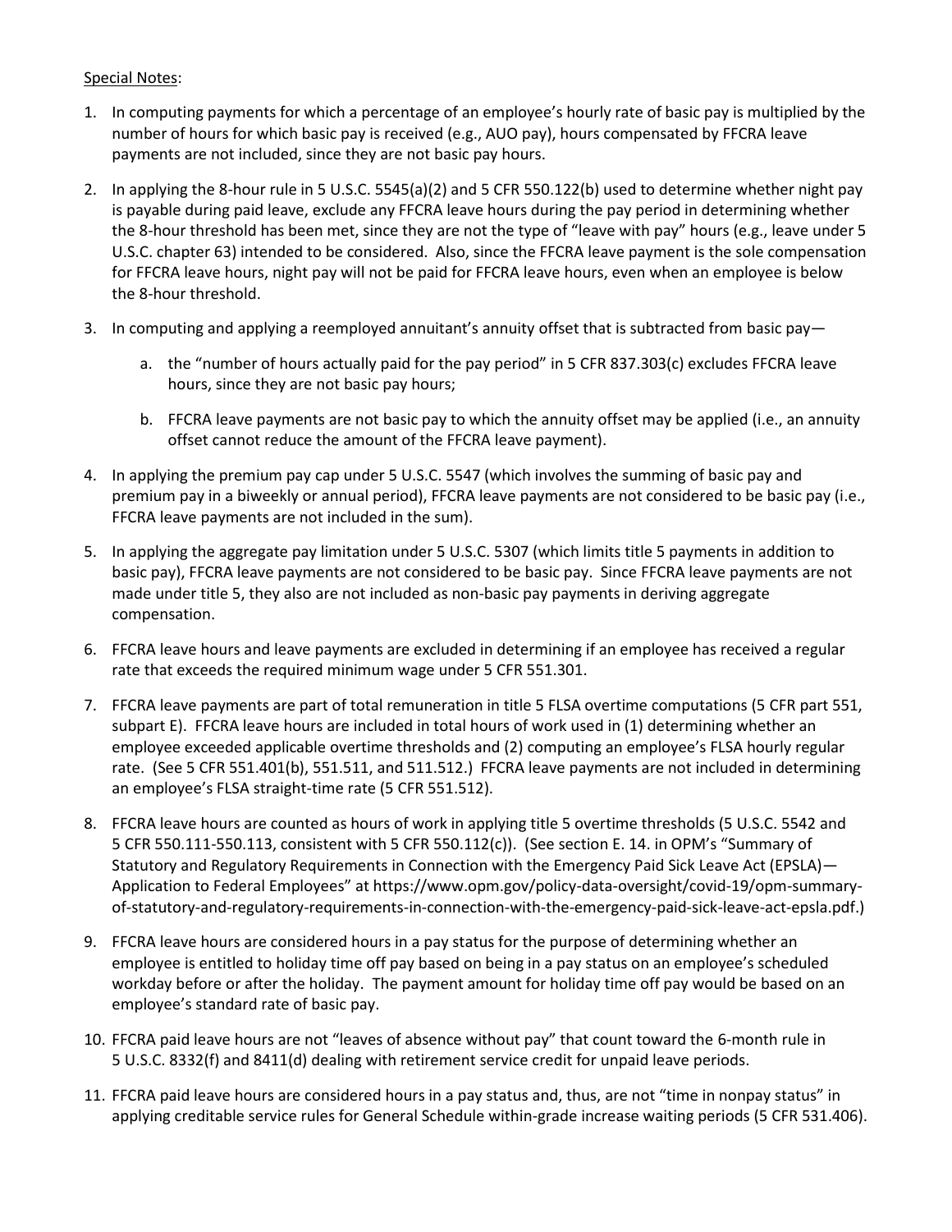Special Notes:

1. In computing payments for which a percentage of an employee's hourly rate of basic pay is multiplied by the number of hours for which basic pay is received (e.g., AUO pay), hours compensated by FFCRA leave payments are not included, since they are not basic pay hours.

2. In applying the 8-hour rule in 5 U.S.C. 5545(a)(2) and 5 CFR 550.122(b) used to determine whether night pay is payable during paid leave, exclude any FFCRA leave hours during the pay period in determining whether the 8-hour threshold has been met, since they are not the type of "leave with pay" hours (e.g., leave under 5 U.S.C. chapter 63) intended to be considered. Also, since the FFCRA leave payment is the sole compensation for FFCRA leave hours, night pay will not be paid for FFCRA leave hours, even when an employee is below the 8-hour threshold.

3. In computing and applying a reemployed annuitant's annuity offset that is subtracted from basic pay—

   a. the "number of hours actually paid for the pay period" in 5 CFR 837.303(c) excludes FFCRA leave hours, since they are not basic pay hours;

   b. FFCRA leave payments are not basic pay to which the annuity offset may be applied (i.e., an annuity offset cannot reduce the amount of the FFCRA leave payment).

4. In applying the premium pay cap under 5 U.S.C. 5547 (which involves the summing of basic pay and premium pay in a biweekly or annual period), FFCRA leave payments are not considered to be basic pay (i.e., FFCRA leave payments are not included in the sum).

5. In applying the aggregate pay limitation under 5 U.S.C. 5307 (which limits title 5 payments in addition to basic pay), FFCRA leave payments are not considered to be basic pay. Since FFCRA leave payments are not made under title 5, they also are not included as non-basic pay payments in deriving aggregate compensation.

6. FFCRA leave hours and leave payments are excluded in determining if an employee has received a regular rate that exceeds the required minimum wage under 5 CFR 551.301.

7. FFCRA leave payments are part of total remuneration in title 5 FLSA overtime computations (5 CFR part 551, subpart E). FFCRA leave hours are included in total hours of work used in (1) determining whether an employee exceeded applicable overtime thresholds and (2) computing an employee's FLSA hourly regular rate. (See 5 CFR 551.401(b), 551.511, and 511.512.) FFCRA leave payments are not included in determining an employee's FLSA straight-time rate (5 CFR 551.512).

8. FFCRA leave hours are counted as hours of work in applying title 5 overtime thresholds (5 U.S.C. 5542 and 5 CFR 550.111-550.113, consistent with 5 CFR 550.112(c)). (See section E. 14. in OPM's "Summary of Statutory and Regulatory Requirements in Connection with the Emergency Paid Sick Leave Act (EPSLA)—Application to Federal Employees" at https://www.opm.gov/policy-data-oversight/covid-19/opm-summary-of-statutory-and-regulatory-requirements-in-connection-with-the-emergency-paid-sick-leave-act-epsla.pdf.)

9. FFCRA leave hours are considered hours in a pay status for the purpose of determining whether an employee is entitled to holiday time off pay based on being in a pay status on an employee's scheduled workday before or after the holiday. The payment amount for holiday time off pay would be based on an employee's standard rate of basic pay.

10. FFCRA paid leave hours are not "leaves of absence without pay" that count toward the 6-month rule in 5 U.S.C. 8332(f) and 8411(d) dealing with retirement service credit for unpaid leave periods.

11. FFCRA paid leave hours are considered hours in a pay status and, thus, are not "time in nonpay status" in applying creditable service rules for General Schedule within-grade increase waiting periods (5 CFR 531.406).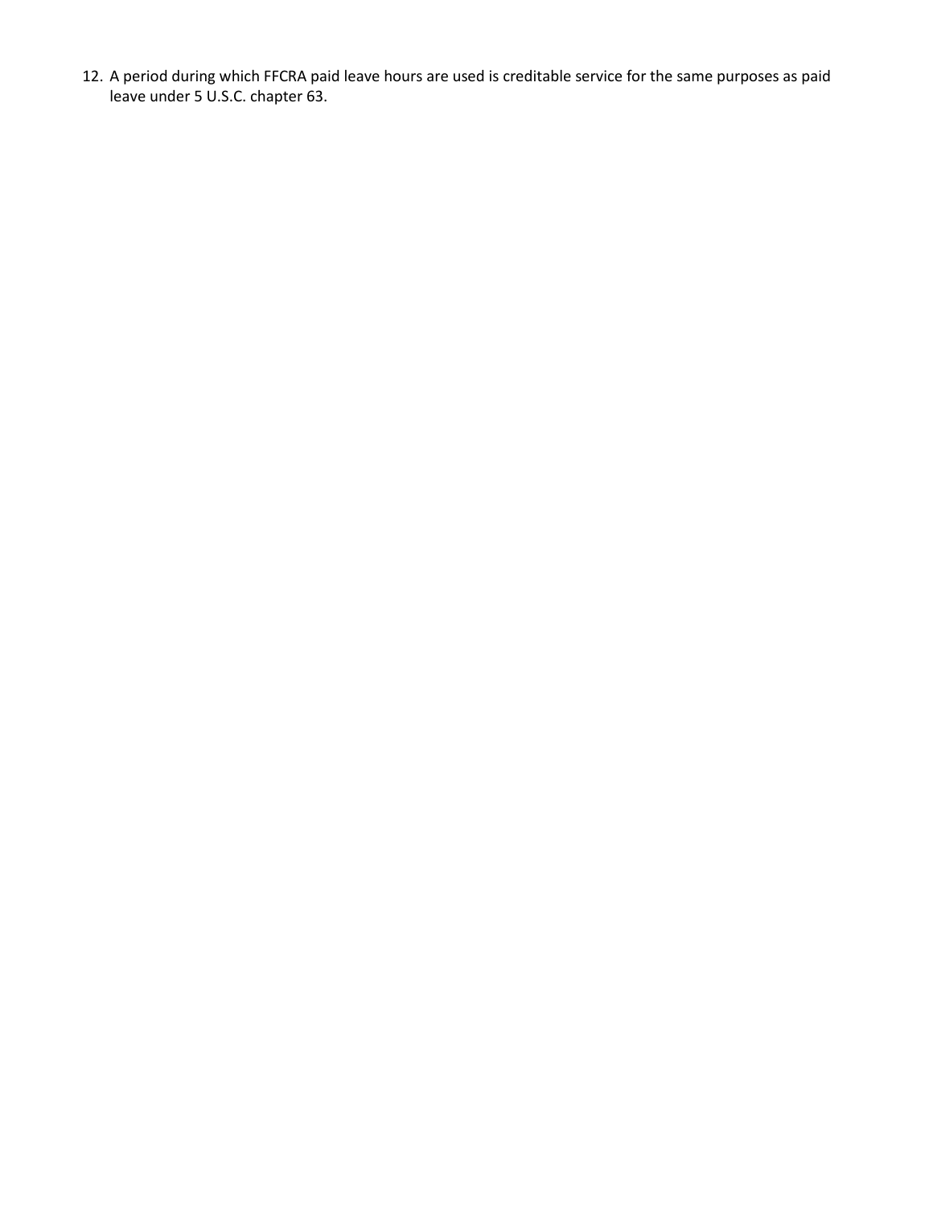12. A period during which FFCRA paid leave hours are used is creditable service for the same purposes as paid leave under 5 U.S.C. chapter 63.